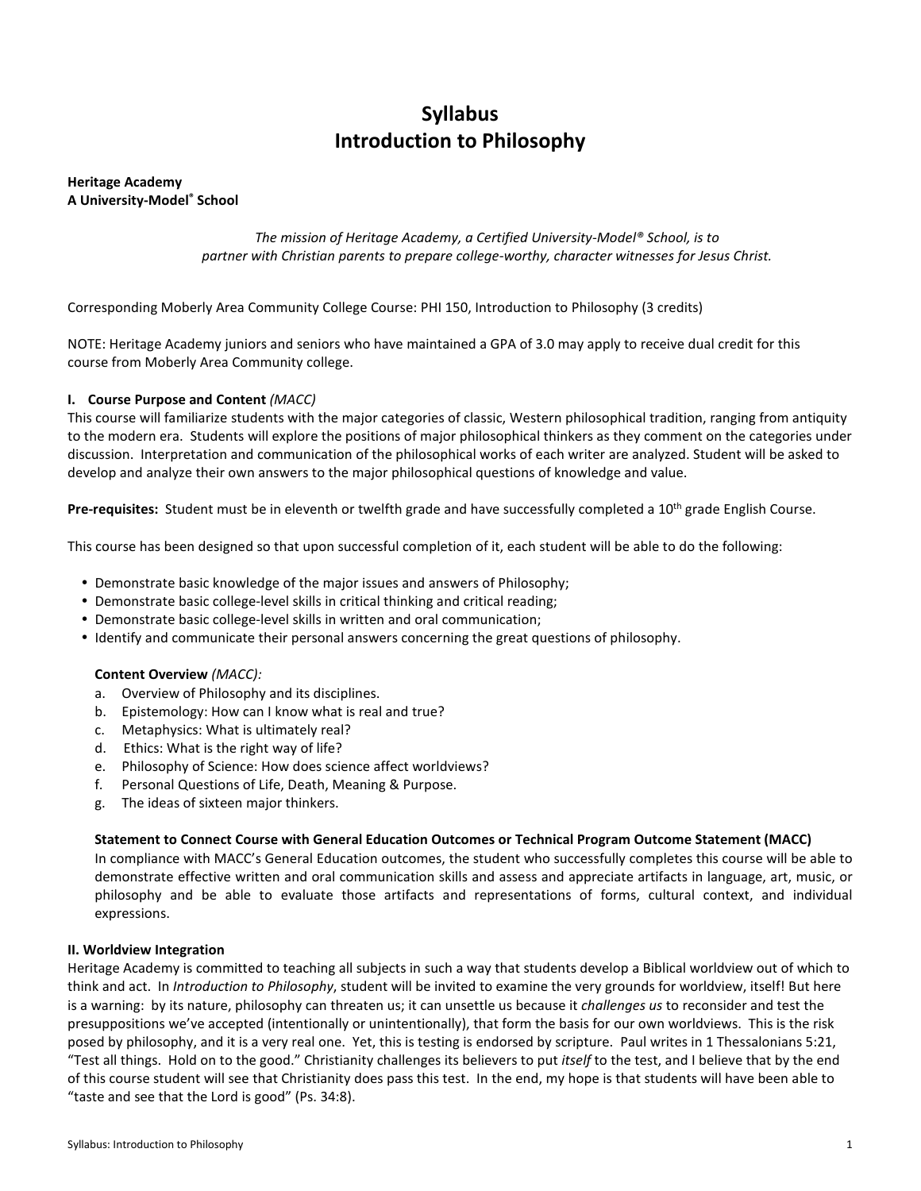# Syllabus
# Introduction to Philosophy

**Heritage Academy**
**A University-Model® School**

*The mission of Heritage Academy, a Certified University-Model® School, is to partner with Christian parents to prepare college-worthy, character witnesses for Jesus Christ.*

Corresponding Moberly Area Community College Course: PHI 150, Introduction to Philosophy (3 credits)

NOTE: Heritage Academy juniors and seniors who have maintained a GPA of 3.0 may apply to receive dual credit for this course from Moberly Area Community college.

## I. Course Purpose and Content *(MACC)*

This course will familiarize students with the major categories of classic, Western philosophical tradition, ranging from antiquity to the modern era. Students will explore the positions of major philosophical thinkers as they comment on the categories under discussion. Interpretation and communication of the philosophical works of each writer are analyzed. Student will be asked to develop and analyze their own answers to the major philosophical questions of knowledge and value.

**Pre-requisites:** Student must be in eleventh or twelfth grade and have successfully completed a 10th grade English Course.

This course has been designed so that upon successful completion of it, each student will be able to do the following:

- Demonstrate basic knowledge of the major issues and answers of Philosophy;
- Demonstrate basic college-level skills in critical thinking and critical reading;
- Demonstrate basic college-level skills in written and oral communication;
- Identify and communicate their personal answers concerning the great questions of philosophy.

**Content Overview** *(MACC):*

a. Overview of Philosophy and its disciplines.
b. Epistemology: How can I know what is real and true?
c. Metaphysics: What is ultimately real?
d. Ethics: What is the right way of life?
e. Philosophy of Science: How does science affect worldviews?
f. Personal Questions of Life, Death, Meaning & Purpose.
g. The ideas of sixteen major thinkers.

**Statement to Connect Course with General Education Outcomes or Technical Program Outcome Statement (MACC)**

In compliance with MACC's General Education outcomes, the student who successfully completes this course will be able to demonstrate effective written and oral communication skills and assess and appreciate artifacts in language, art, music, or philosophy and be able to evaluate those artifacts and representations of forms, cultural context, and individual expressions.

## II. Worldview Integration

Heritage Academy is committed to teaching all subjects in such a way that students develop a Biblical worldview out of which to think and act. In *Introduction to Philosophy*, student will be invited to examine the very grounds for worldview, itself! But here is a warning: by its nature, philosophy can threaten us; it can unsettle us because it *challenges us* to reconsider and test the presuppositions we've accepted (intentionally or unintentionally), that form the basis for our own worldviews. This is the risk posed by philosophy, and it is a very real one. Yet, this is testing is endorsed by scripture. Paul writes in 1 Thessalonians 5:21, "Test all things. Hold on to the good." Christianity challenges its believers to put *itself* to the test, and I believe that by the end of this course student will see that Christianity does pass this test. In the end, my hope is that students will have been able to "taste and see that the Lord is good" (Ps. 34:8).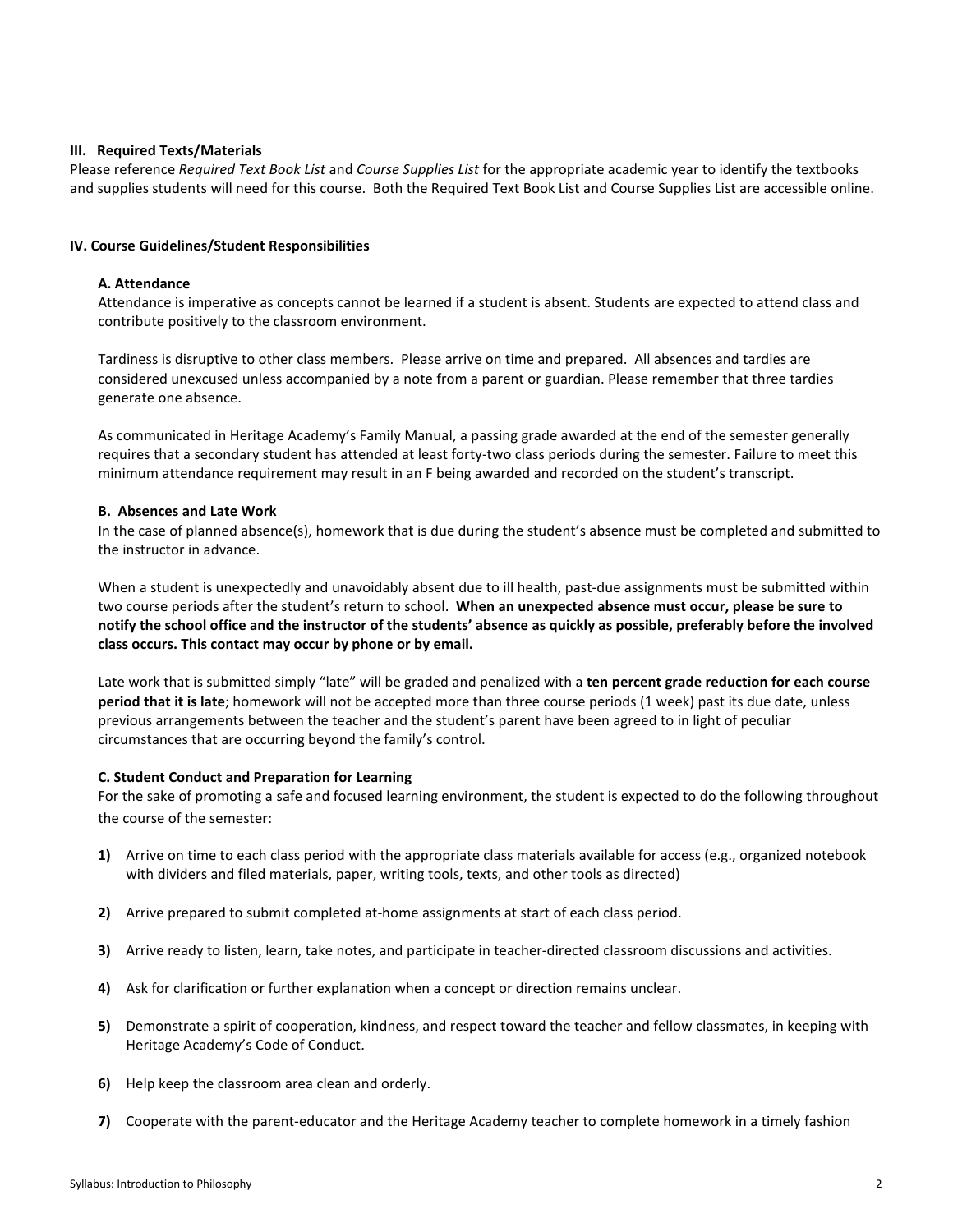## III. Required Texts/Materials

Please reference *Required Text Book List* and *Course Supplies List* for the appropriate academic year to identify the textbooks and supplies students will need for this course. Both the Required Text Book List and Course Supplies List are accessible online.

## IV. Course Guidelines/Student Responsibilities

### A. Attendance

Attendance is imperative as concepts cannot be learned if a student is absent. Students are expected to attend class and contribute positively to the classroom environment.

Tardiness is disruptive to other class members. Please arrive on time and prepared. All absences and tardies are considered unexcused unless accompanied by a note from a parent or guardian. Please remember that three tardies generate one absence.

As communicated in Heritage Academy's Family Manual, a passing grade awarded at the end of the semester generally requires that a secondary student has attended at least forty-two class periods during the semester. Failure to meet this minimum attendance requirement may result in an F being awarded and recorded on the student's transcript.

### B. Absences and Late Work

In the case of planned absence(s), homework that is due during the student's absence must be completed and submitted to the instructor in advance.

When a student is unexpectedly and unavoidably absent due to ill health, past-due assignments must be submitted within two course periods after the student's return to school. **When an unexpected absence must occur, please be sure to notify the school office and the instructor of the students' absence as quickly as possible, preferably before the involved class occurs. This contact may occur by phone or by email.**

Late work that is submitted simply "late" will be graded and penalized with a **ten percent grade reduction for each course period that it is late**; homework will not be accepted more than three course periods (1 week) past its due date, unless previous arrangements between the teacher and the student's parent have been agreed to in light of peculiar circumstances that are occurring beyond the family's control.

### C. Student Conduct and Preparation for Learning

For the sake of promoting a safe and focused learning environment, the student is expected to do the following throughout the course of the semester:

1) Arrive on time to each class period with the appropriate class materials available for access (e.g., organized notebook with dividers and filed materials, paper, writing tools, texts, and other tools as directed)

2) Arrive prepared to submit completed at-home assignments at start of each class period.

3) Arrive ready to listen, learn, take notes, and participate in teacher-directed classroom discussions and activities.

4) Ask for clarification or further explanation when a concept or direction remains unclear.

5) Demonstrate a spirit of cooperation, kindness, and respect toward the teacher and fellow classmates, in keeping with Heritage Academy's Code of Conduct.

6) Help keep the classroom area clean and orderly.

7) Cooperate with the parent-educator and the Heritage Academy teacher to complete homework in a timely fashion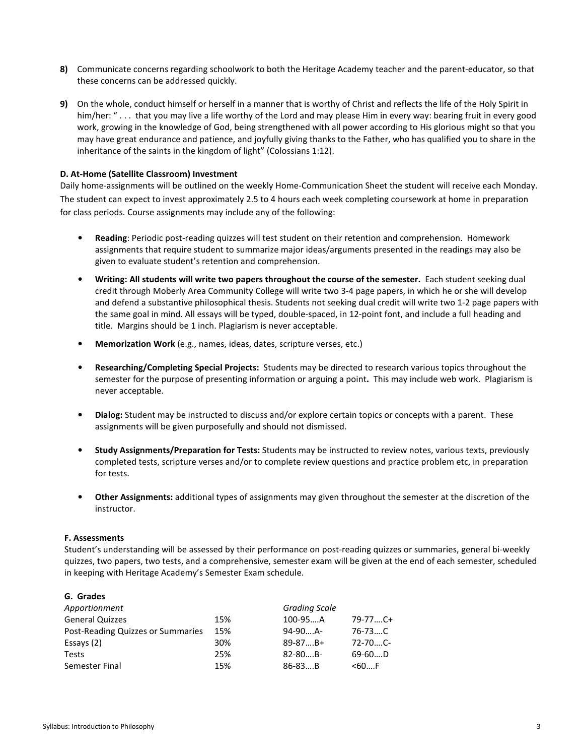8) Communicate concerns regarding schoolwork to both the Heritage Academy teacher and the parent-educator, so that these concerns can be addressed quickly.

9) On the whole, conduct himself or herself in a manner that is worthy of Christ and reflects the life of the Holy Spirit in him/her: " . . . that you may live a life worthy of the Lord and may please Him in every way: bearing fruit in every good work, growing in the knowledge of God, being strengthened with all power according to His glorious might so that you may have great endurance and patience, and joyfully giving thanks to the Father, who has qualified you to share in the inheritance of the saints in the kingdom of light" (Colossians 1:12).

**D. At-Home (Satellite Classroom) Investment**

Daily home-assignments will be outlined on the weekly Home-Communication Sheet the student will receive each Monday. The student can expect to invest approximately 2.5 to 4 hours each week completing coursework at home in preparation for class periods. Course assignments may include any of the following:

- **Reading**: Periodic post-reading quizzes will test student on their retention and comprehension. Homework assignments that require student to summarize major ideas/arguments presented in the readings may also be given to evaluate student's retention and comprehension.
- **Writing: All students will write two papers throughout the course of the semester.** Each student seeking dual credit through Moberly Area Community College will write two 3-4 page papers, in which he or she will develop and defend a substantive philosophical thesis. Students not seeking dual credit will write two 1-2 page papers with the same goal in mind. All essays will be typed, double-spaced, in 12-point font, and include a full heading and title. Margins should be 1 inch. Plagiarism is never acceptable.
- **Memorization Work** (e.g., names, ideas, dates, scripture verses, etc.)
- **Researching/Completing Special Projects:** Students may be directed to research various topics throughout the semester for the purpose of presenting information or arguing a point**.** This may include web work. Plagiarism is never acceptable.
- **Dialog:** Student may be instructed to discuss and/or explore certain topics or concepts with a parent. These assignments will be given purposefully and should not dismissed.
- **Study Assignments/Preparation for Tests:** Students may be instructed to review notes, various texts, previously completed tests, scripture verses and/or to complete review questions and practice problem etc, in preparation for tests.
- **Other Assignments:** additional types of assignments may given throughout the semester at the discretion of the instructor.

**F. Assessments**

Student's understanding will be assessed by their performance on post-reading quizzes or summaries, general bi-weekly quizzes, two papers, two tests, and a comprehensive, semester exam will be given at the end of each semester, scheduled in keeping with Heritage Academy's Semester Exam schedule.

**G. Grades**

| *Apportionment* | | *Grading Scale* | |
|---|---|---|---|
| General Quizzes | 15% | 100-95….A | 79-77….C+ |
| Post-Reading Quizzes or Summaries | 15% | 94-90….A- | 76-73….C |
| Essays (2) | 30% | 89-87….B+ | 72-70….C- |
| Tests | 25% | 82-80….B- | 69-60….D |
| Semester Final | 15% | 86-83….B | <60….F |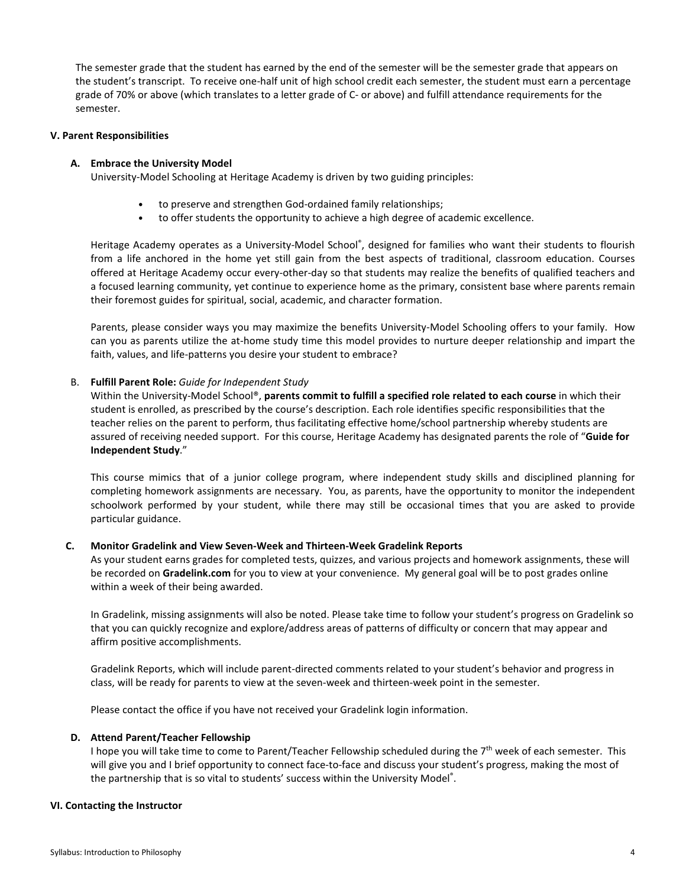The semester grade that the student has earned by the end of the semester will be the semester grade that appears on the student's transcript. To receive one-half unit of high school credit each semester, the student must earn a percentage grade of 70% or above (which translates to a letter grade of C- or above) and fulfill attendance requirements for the semester.

## V. Parent Responsibilities

### A. Embrace the University Model

University-Model Schooling at Heritage Academy is driven by two guiding principles:

- to preserve and strengthen God-ordained family relationships;
- to offer students the opportunity to achieve a high degree of academic excellence.

Heritage Academy operates as a University-Model School®, designed for families who want their students to flourish from a life anchored in the home yet still gain from the best aspects of traditional, classroom education. Courses offered at Heritage Academy occur every-other-day so that students may realize the benefits of qualified teachers and a focused learning community, yet continue to experience home as the primary, consistent base where parents remain their foremost guides for spiritual, social, academic, and character formation.

Parents, please consider ways you may maximize the benefits University-Model Schooling offers to your family. How can you as parents utilize the at-home study time this model provides to nurture deeper relationship and impart the faith, values, and life-patterns you desire your student to embrace?

### B. Fulfill Parent Role: *Guide for Independent Study*

Within the University-Model School®, **parents commit to fulfill a specified role related to each course** in which their student is enrolled, as prescribed by the course's description. Each role identifies specific responsibilities that the teacher relies on the parent to perform, thus facilitating effective home/school partnership whereby students are assured of receiving needed support. For this course, Heritage Academy has designated parents the role of "**Guide for Independent Study**."

This course mimics that of a junior college program, where independent study skills and disciplined planning for completing homework assignments are necessary. You, as parents, have the opportunity to monitor the independent schoolwork performed by your student, while there may still be occasional times that you are asked to provide particular guidance.

### C. Monitor Gradelink and View Seven-Week and Thirteen-Week Gradelink Reports

As your student earns grades for completed tests, quizzes, and various projects and homework assignments, these will be recorded on **Gradelink.com** for you to view at your convenience. My general goal will be to post grades online within a week of their being awarded.

In Gradelink, missing assignments will also be noted. Please take time to follow your student's progress on Gradelink so that you can quickly recognize and explore/address areas of patterns of difficulty or concern that may appear and affirm positive accomplishments.

Gradelink Reports, which will include parent-directed comments related to your student's behavior and progress in class, will be ready for parents to view at the seven-week and thirteen-week point in the semester.

Please contact the office if you have not received your Gradelink login information.

### D. Attend Parent/Teacher Fellowship

I hope you will take time to come to Parent/Teacher Fellowship scheduled during the 7th week of each semester. This will give you and I brief opportunity to connect face-to-face and discuss your student's progress, making the most of the partnership that is so vital to students' success within the University Model®.

## VI. Contacting the Instructor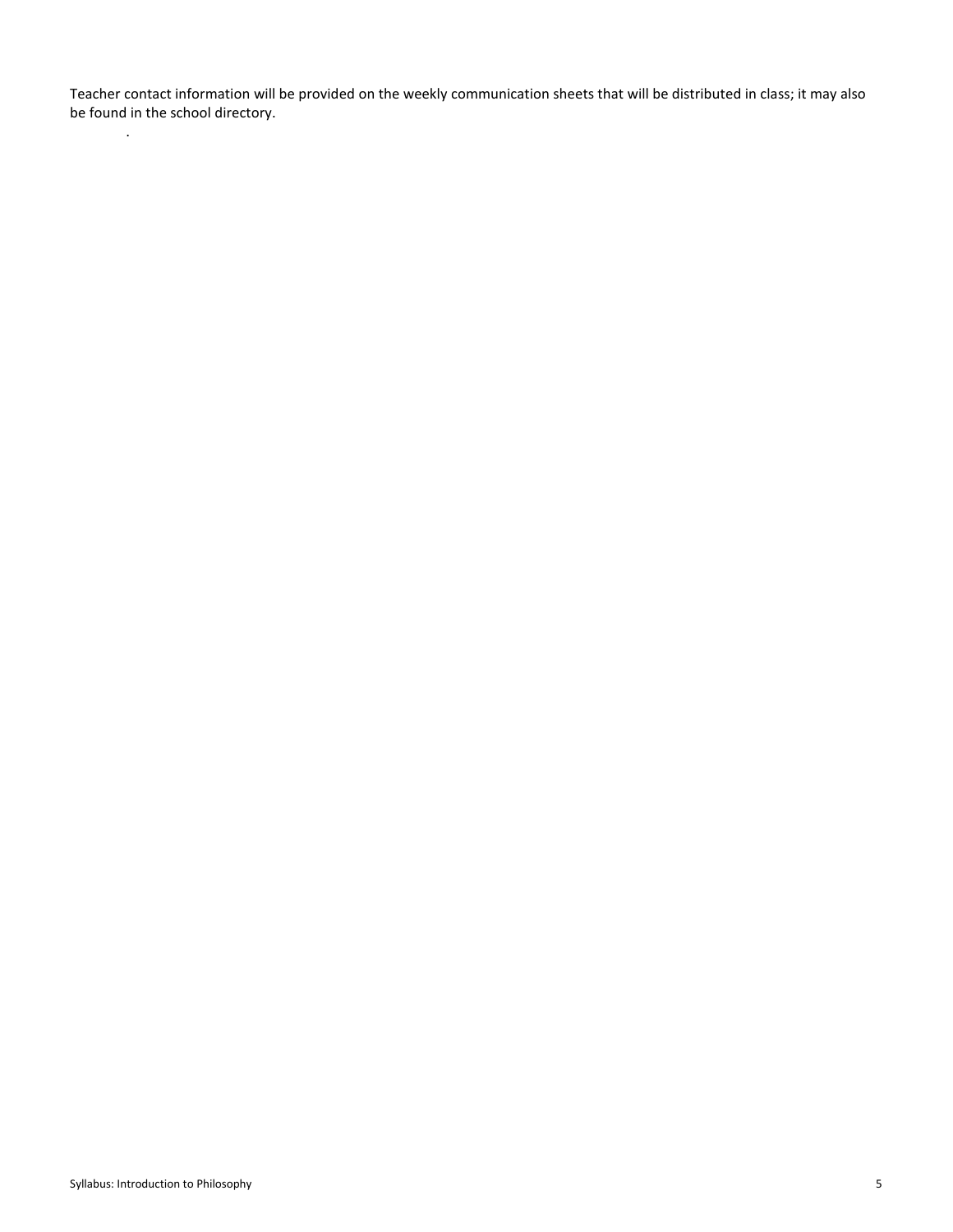Teacher contact information will be provided on the weekly communication sheets that will be distributed in class; it may also be found in the school directory.